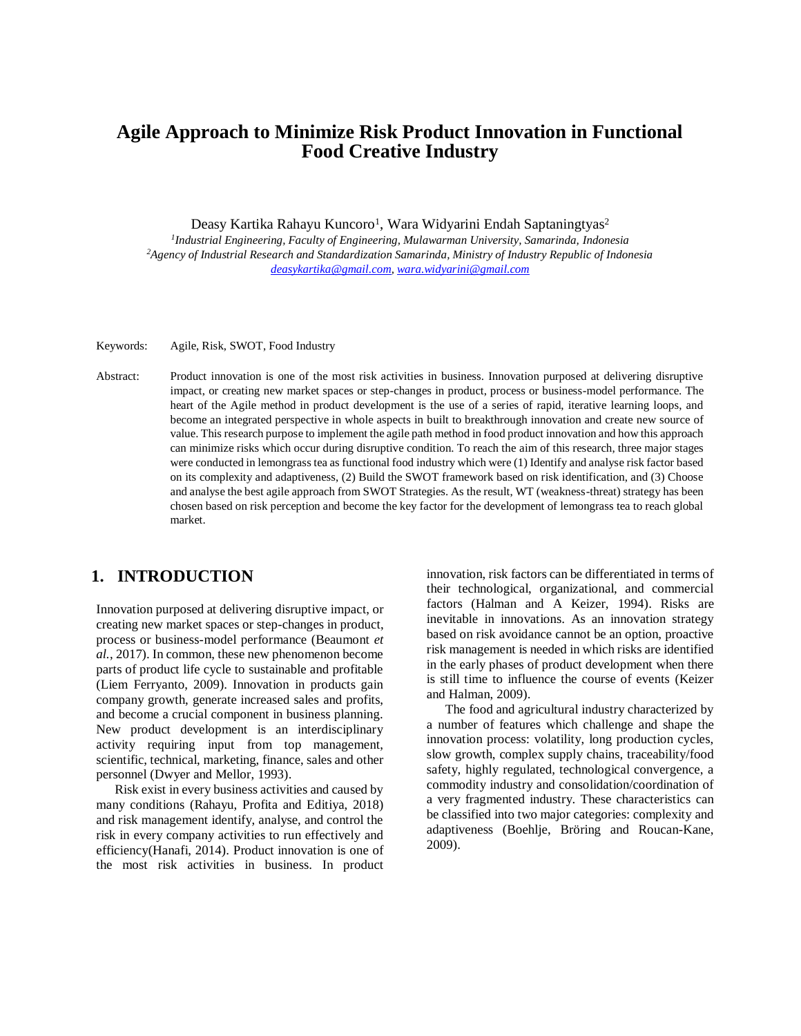# Agile Approach to Minimize Risk Product Innovation in Functional Food Creative Industry

Deasy Kartika Rahayu Kuncoro[1], Wara Widyarini Endah Saptaningtyas[2]

[1]*Industrial Engineering, Faculty of Engineering, Mulawarman University, Samarinda, Indonesia*
[2]*Agency of Industrial Research and Standardization Samarinda, Ministry of Industry Republic of Indonesia*
deasykartika@gmail.com, wara.widyarini@gmail.com

Keywords: Agile, Risk, SWOT, Food Industry

Abstract: Product innovation is one of the most risk activities in business. Innovation purposed at delivering disruptive impact, or creating new market spaces or step-changes in product, process or business-model performance. The heart of the Agile method in product development is the use of a series of rapid, iterative learning loops, and become an integrated perspective in whole aspects in built to breakthrough innovation and create new source of value. This research purpose to implement the agile path method in food product innovation and how this approach can minimize risks which occur during disruptive condition. To reach the aim of this research, three major stages were conducted in lemongrass tea as functional food industry which were (1) Identify and analyse risk factor based on its complexity and adaptiveness, (2) Build the SWOT framework based on risk identification, and (3) Choose and analyse the best agile approach from SWOT Strategies. As the result, WT (weakness-threat) strategy has been chosen based on risk perception and become the key factor for the development of lemongrass tea to reach global market.

## 1. INTRODUCTION

Innovation purposed at delivering disruptive impact, or creating new market spaces or step-changes in product, process or business-model performance (Beaumont *et al.*, 2017). In common, these new phenomenon become parts of product life cycle to sustainable and profitable (Liem Ferryanto, 2009). Innovation in products gain company growth, generate increased sales and profits, and become a crucial component in business planning. New product development is an interdisciplinary activity requiring input from top management, scientific, technical, marketing, finance, sales and other personnel (Dwyer and Mellor, 1993).

Risk exist in every business activities and caused by many conditions (Rahayu, Profita and Editiya, 2018) and risk management identify, analyse, and control the risk in every company activities to run effectively and efficiency(Hanafi, 2014). Product innovation is one of the most risk activities in business. In product innovation, risk factors can be differentiated in terms of their technological, organizational, and commercial factors (Halman and A Keizer, 1994). Risks are inevitable in innovations. As an innovation strategy based on risk avoidance cannot be an option, proactive risk management is needed in which risks are identified in the early phases of product development when there is still time to influence the course of events (Keizer and Halman, 2009).

The food and agricultural industry characterized by a number of features which challenge and shape the innovation process: volatility, long production cycles, slow growth, complex supply chains, traceability/food safety, highly regulated, technological convergence, a commodity industry and consolidation/coordination of a very fragmented industry. These characteristics can be classified into two major categories: complexity and adaptiveness (Boehlje, Bröring and Roucan-Kane, 2009).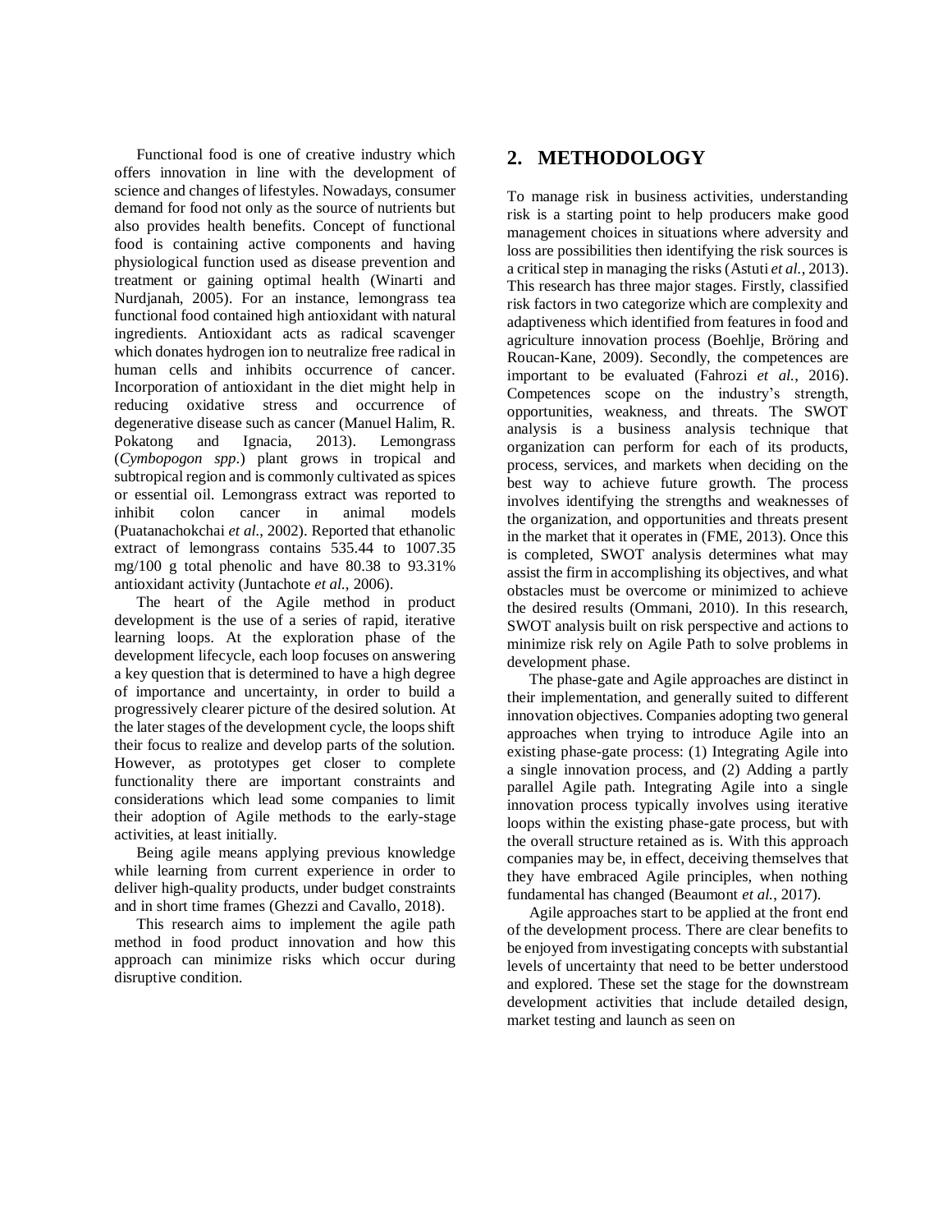Functional food is one of creative industry which offers innovation in line with the development of science and changes of lifestyles. Nowadays, consumer demand for food not only as the source of nutrients but also provides health benefits. Concept of functional food is containing active components and having physiological function used as disease prevention and treatment or gaining optimal health (Winarti and Nurdjanah, 2005). For an instance, lemongrass tea functional food contained high antioxidant with natural ingredients. Antioxidant acts as radical scavenger which donates hydrogen ion to neutralize free radical in human cells and inhibits occurrence of cancer. Incorporation of antioxidant in the diet might help in reducing oxidative stress and occurrence of degenerative disease such as cancer (Manuel Halim, R. Pokatong and Ignacia, 2013). Lemongrass (*Cymbopogon spp*.) plant grows in tropical and subtropical region and is commonly cultivated as spices or essential oil. Lemongrass extract was reported to inhibit colon cancer in animal models (Puatanachokchai *et al.*, 2002). Reported that ethanolic extract of lemongrass contains 535.44 to 1007.35 mg/100 g total phenolic and have 80.38 to 93.31% antioxidant activity (Juntachote *et al.*, 2006).

The heart of the Agile method in product development is the use of a series of rapid, iterative learning loops. At the exploration phase of the development lifecycle, each loop focuses on answering a key question that is determined to have a high degree of importance and uncertainty, in order to build a progressively clearer picture of the desired solution. At the later stages of the development cycle, the loops shift their focus to realize and develop parts of the solution. However, as prototypes get closer to complete functionality there are important constraints and considerations which lead some companies to limit their adoption of Agile methods to the early-stage activities, at least initially.

Being agile means applying previous knowledge while learning from current experience in order to deliver high-quality products, under budget constraints and in short time frames (Ghezzi and Cavallo, 2018).

This research aims to implement the agile path method in food product innovation and how this approach can minimize risks which occur during disruptive condition.

## 2. METHODOLOGY

To manage risk in business activities, understanding risk is a starting point to help producers make good management choices in situations where adversity and loss are possibilities then identifying the risk sources is a critical step in managing the risks (Astuti *et al.*, 2013). This research has three major stages. Firstly, classified risk factors in two categorize which are complexity and adaptiveness which identified from features in food and agriculture innovation process (Boehlje, Bröring and Roucan-Kane, 2009). Secondly, the competences are important to be evaluated (Fahrozi *et al.*, 2016). Competences scope on the industry's strength, opportunities, weakness, and threats. The SWOT analysis is a business analysis technique that organization can perform for each of its products, process, services, and markets when deciding on the best way to achieve future growth. The process involves identifying the strengths and weaknesses of the organization, and opportunities and threats present in the market that it operates in (FME, 2013). Once this is completed, SWOT analysis determines what may assist the firm in accomplishing its objectives, and what obstacles must be overcome or minimized to achieve the desired results (Ommani, 2010). In this research, SWOT analysis built on risk perspective and actions to minimize risk rely on Agile Path to solve problems in development phase.

The phase-gate and Agile approaches are distinct in their implementation, and generally suited to different innovation objectives. Companies adopting two general approaches when trying to introduce Agile into an existing phase-gate process: (1) Integrating Agile into a single innovation process, and (2) Adding a partly parallel Agile path. Integrating Agile into a single innovation process typically involves using iterative loops within the existing phase-gate process, but with the overall structure retained as is. With this approach companies may be, in effect, deceiving themselves that they have embraced Agile principles, when nothing fundamental has changed (Beaumont *et al.*, 2017).

Agile approaches start to be applied at the front end of the development process. There are clear benefits to be enjoyed from investigating concepts with substantial levels of uncertainty that need to be better understood and explored. These set the stage for the downstream development activities that include detailed design, market testing and launch as seen on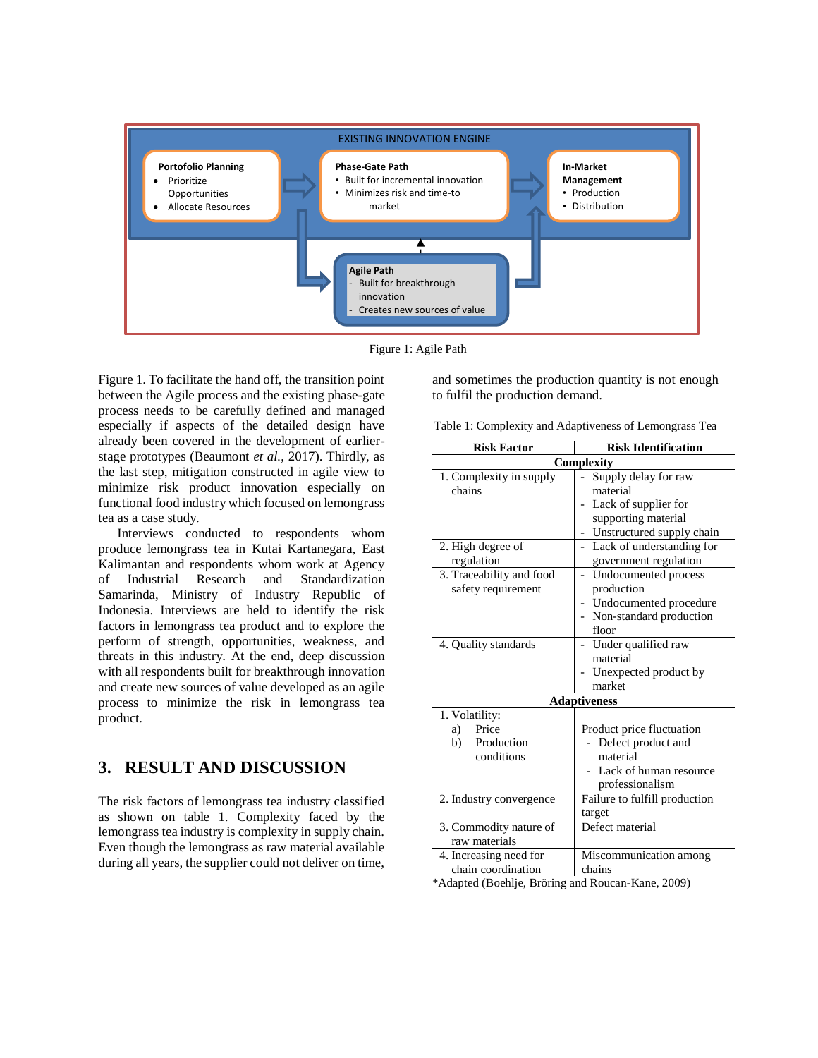EXISTING INNOVATION ENGINE

**Portofolio Planning**
- Prioritize Opportunities
- Allocate Resources

**Phase-Gate Path**
- Built for incremental innovation
- Minimizes risk and time-to market

**In-Market Management**
- Production
- Distribution

**Agile Path**
- Built for breakthrough innovation
- Creates new sources of value

Figure 1: Agile Path

Figure 1. To facilitate the hand off, the transition point between the Agile process and the existing phase-gate process needs to be carefully defined and managed especially if aspects of the detailed design have already been covered in the development of earlier-stage prototypes (Beaumont *et al.*, 2017). Thirdly, as the last step, mitigation constructed in agile view to minimize risk product innovation especially on functional food industry which focused on lemongrass tea as a case study.

Interviews conducted to respondents whom produce lemongrass tea in Kutai Kartanegara, East Kalimantan and respondents whom work at Agency of Industrial Research and Standardization Samarinda, Ministry of Industry Republic of Indonesia. Interviews are held to identify the risk factors in lemongrass tea product and to explore the perform of strength, opportunities, weakness, and threats in this industry. At the end, deep discussion with all respondents built for breakthrough innovation and create new sources of value developed as an agile process to minimize the risk in lemongrass tea product.

## 3. RESULT AND DISCUSSION

The risk factors of lemongrass tea industry classified as shown on table 1. Complexity faced by the lemongrass tea industry is complexity in supply chain. Even though the lemongrass as raw material available during all years, the supplier could not deliver on time, and sometimes the production quantity is not enough to fulfil the production demand.

Table 1: Complexity and Adaptiveness of Lemongrass Tea

| Risk Factor | Risk Identification |
|---|---|
| **Complexity** | |
| 1. Complexity in supply chains | - Supply delay for raw material<br>- Lack of supplier for supporting material<br>- Unstructured supply chain |
| 2. High degree of regulation | - Lack of understanding for government regulation |
| 3. Traceability and food safety requirement | - Undocumented process production<br>- Undocumented procedure<br>- Non-standard production floor |
| 4. Quality standards | - Under qualified raw material<br>- Unexpected product by market |
| **Adaptiveness** | |
| 1. Volatility:<br>a) Price<br>b) Production conditions | <br>Product price fluctuation<br>- Defect product and material<br>- Lack of human resource professionalism |
| 2. Industry convergence | Failure to fulfill production target |
| 3. Commodity nature of raw materials | Defect material |
| 4. Increasing need for chain coordination | Miscommunication among chains |

*Adapted (Boehlje, Bröring and Roucan-Kane, 2009)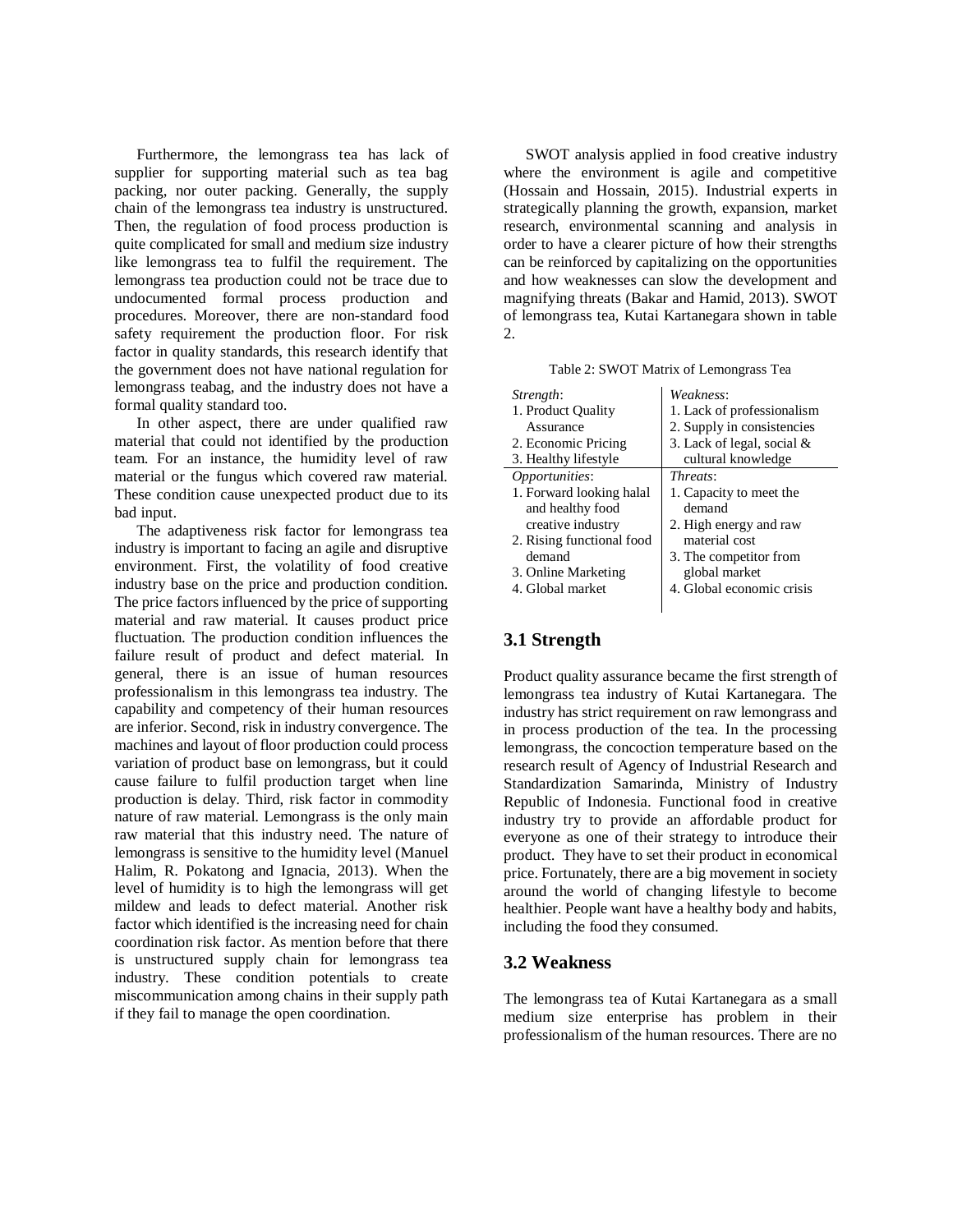Furthermore, the lemongrass tea has lack of supplier for supporting material such as tea bag packing, nor outer packing. Generally, the supply chain of the lemongrass tea industry is unstructured. Then, the regulation of food process production is quite complicated for small and medium size industry like lemongrass tea to fulfil the requirement. The lemongrass tea production could not be trace due to undocumented formal process production and procedures. Moreover, there are non-standard food safety requirement the production floor. For risk factor in quality standards, this research identify that the government does not have national regulation for lemongrass teabag, and the industry does not have a formal quality standard too.

In other aspect, there are under qualified raw material that could not identified by the production team. For an instance, the humidity level of raw material or the fungus which covered raw material. These condition cause unexpected product due to its bad input.

The adaptiveness risk factor for lemongrass tea industry is important to facing an agile and disruptive environment. First, the volatility of food creative industry base on the price and production condition. The price factors influenced by the price of supporting material and raw material. It causes product price fluctuation. The production condition influences the failure result of product and defect material. In general, there is an issue of human resources professionalism in this lemongrass tea industry. The capability and competency of their human resources are inferior. Second, risk in industry convergence. The machines and layout of floor production could process variation of product base on lemongrass, but it could cause failure to fulfil production target when line production is delay. Third, risk factor in commodity nature of raw material. Lemongrass is the only main raw material that this industry need. The nature of lemongrass is sensitive to the humidity level (Manuel Halim, R. Pokatong and Ignacia, 2013). When the level of humidity is to high the lemongrass will get mildew and leads to defect material. Another risk factor which identified is the increasing need for chain coordination risk factor. As mention before that there is unstructured supply chain for lemongrass tea industry. These condition potentials to create miscommunication among chains in their supply path if they fail to manage the open coordination.

SWOT analysis applied in food creative industry where the environment is agile and competitive (Hossain and Hossain, 2015). Industrial experts in strategically planning the growth, expansion, market research, environmental scanning and analysis in order to have a clearer picture of how their strengths can be reinforced by capitalizing on the opportunities and how weaknesses can slow the development and magnifying threats (Bakar and Hamid, 2013). SWOT of lemongrass tea, Kutai Kartanegara shown in table 2.

Table 2: SWOT Matrix of Lemongrass Tea

| *Strength*: | *Weakness*: |
|---|---|
| 1. Product Quality Assurance<br>2. Economic Pricing<br>3. Healthy lifestyle | 1. Lack of professionalism<br>2. Supply in consistencies<br>3. Lack of legal, social & cultural knowledge |
| *Opportunities*: | *Threats*: |
| 1. Forward looking halal and healthy food creative industry<br>2. Rising functional food demand<br>3. Online Marketing<br>4. Global market | 1. Capacity to meet the demand<br>2. High energy and raw material cost<br>3. The competitor from global market<br>4. Global economic crisis |

## 3.1 Strength

Product quality assurance became the first strength of lemongrass tea industry of Kutai Kartanegara. The industry has strict requirement on raw lemongrass and in process production of the tea. In the processing lemongrass, the concoction temperature based on the research result of Agency of Industrial Research and Standardization Samarinda, Ministry of Industry Republic of Indonesia. Functional food in creative industry try to provide an affordable product for everyone as one of their strategy to introduce their product. They have to set their product in economical price. Fortunately, there are a big movement in society around the world of changing lifestyle to become healthier. People want have a healthy body and habits, including the food they consumed.

## 3.2 Weakness

The lemongrass tea of Kutai Kartanegara as a small medium size enterprise has problem in their professionalism of the human resources. There are no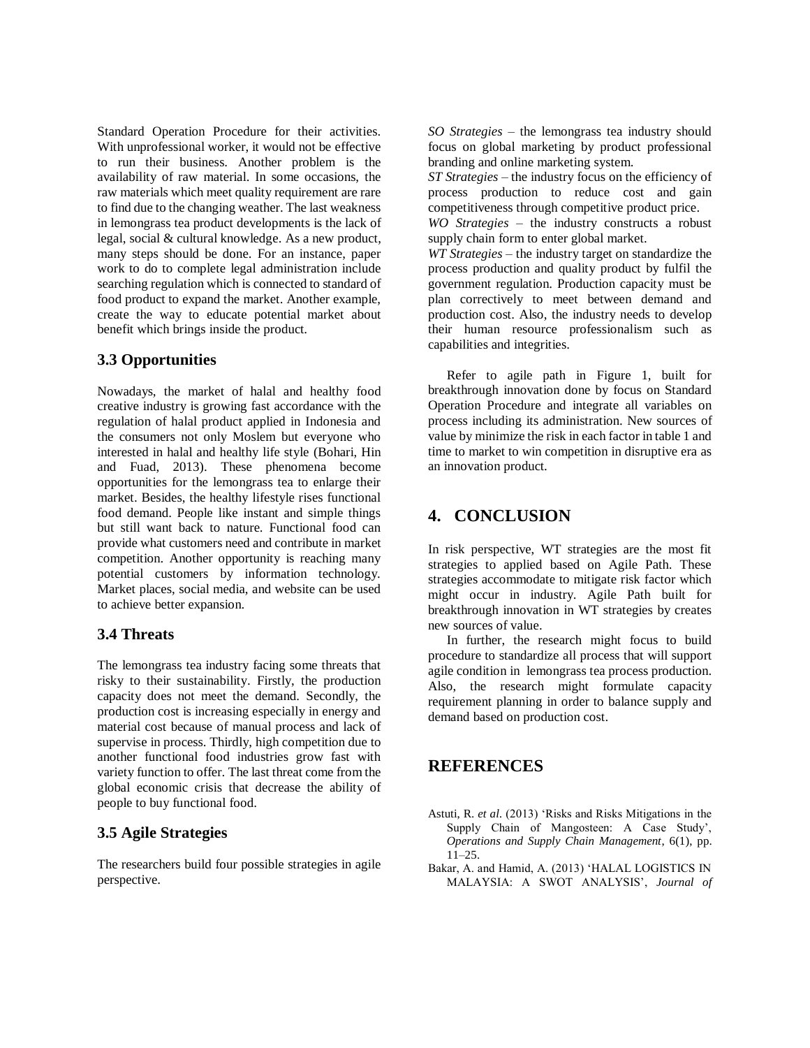Standard Operation Procedure for their activities. With unprofessional worker, it would not be effective to run their business. Another problem is the availability of raw material. In some occasions, the raw materials which meet quality requirement are rare to find due to the changing weather. The last weakness in lemongrass tea product developments is the lack of legal, social & cultural knowledge. As a new product, many steps should be done. For an instance, paper work to do to complete legal administration include searching regulation which is connected to standard of food product to expand the market. Another example, create the way to educate potential market about benefit which brings inside the product.

### 3.3 Opportunities

Nowadays, the market of halal and healthy food creative industry is growing fast accordance with the regulation of halal product applied in Indonesia and the consumers not only Moslem but everyone who interested in halal and healthy life style (Bohari, Hin and Fuad, 2013). These phenomena become opportunities for the lemongrass tea to enlarge their market. Besides, the healthy lifestyle rises functional food demand. People like instant and simple things but still want back to nature. Functional food can provide what customers need and contribute in market competition. Another opportunity is reaching many potential customers by information technology. Market places, social media, and website can be used to achieve better expansion.

### 3.4 Threats

The lemongrass tea industry facing some threats that risky to their sustainability. Firstly, the production capacity does not meet the demand. Secondly, the production cost is increasing especially in energy and material cost because of manual process and lack of supervise in process. Thirdly, high competition due to another functional food industries grow fast with variety function to offer. The last threat come from the global economic crisis that decrease the ability of people to buy functional food.

### 3.5 Agile Strategies

The researchers build four possible strategies in agile perspective.

*SO Strategies* – the lemongrass tea industry should focus on global marketing by product professional branding and online marketing system.
*ST Strategies* – the industry focus on the efficiency of process production to reduce cost and gain competitiveness through competitive product price.
*WO Strategies* – the industry constructs a robust supply chain form to enter global market.
*WT Strategies* – the industry target on standardize the process production and quality product by fulfil the government regulation. Production capacity must be plan correctively to meet between demand and production cost. Also, the industry needs to develop their human resource professionalism such as capabilities and integrities.

Refer to agile path in Figure 1, built for breakthrough innovation done by focus on Standard Operation Procedure and integrate all variables on process including its administration. New sources of value by minimize the risk in each factor in table 1 and time to market to win competition in disruptive era as an innovation product.

## 4. CONCLUSION

In risk perspective, WT strategies are the most fit strategies to applied based on Agile Path. These strategies accommodate to mitigate risk factor which might occur in industry. Agile Path built for breakthrough innovation in WT strategies by creates new sources of value.

In further, the research might focus to build procedure to standardize all process that will support agile condition in lemongrass tea process production. Also, the research might formulate capacity requirement planning in order to balance supply and demand based on production cost.

## REFERENCES

Astuti, R. *et al.* (2013) 'Risks and Risks Mitigations in the Supply Chain of Mangosteen: A Case Study', *Operations and Supply Chain Management*, 6(1), pp. 11–25.

Bakar, A. and Hamid, A. (2013) 'HALAL LOGISTICS IN MALAYSIA: A SWOT ANALYSIS', *Journal of*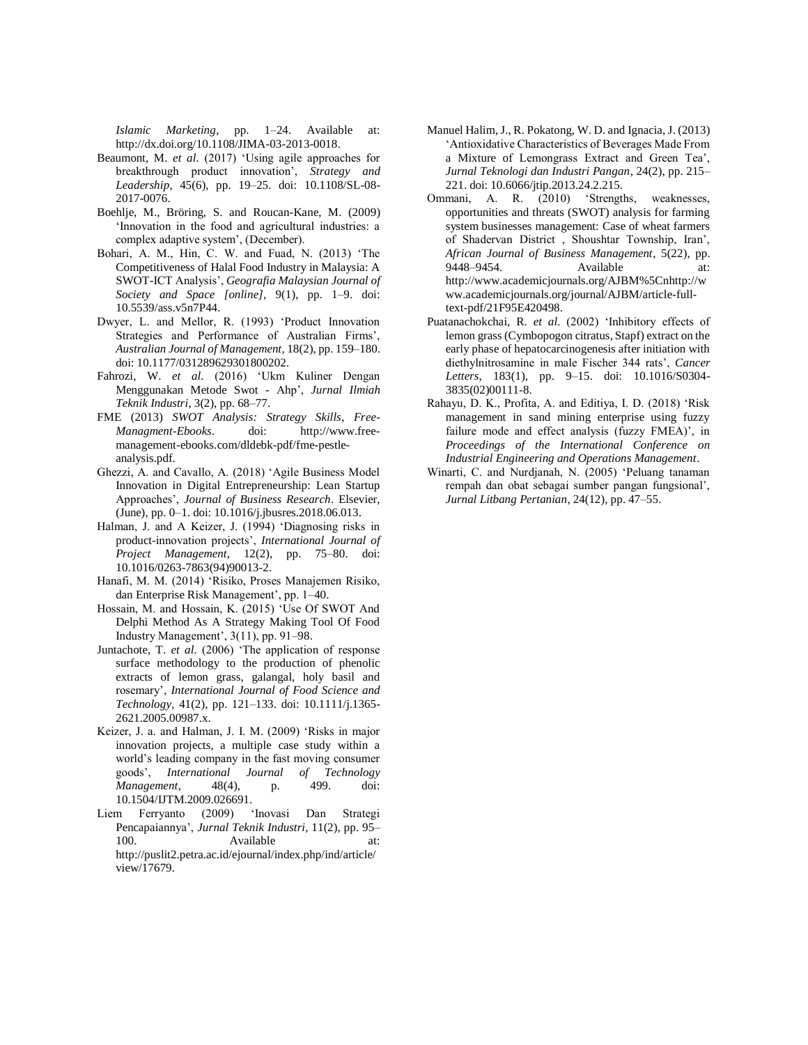*Islamic Marketing*, pp. 1–24. Available at: http://dx.doi.org/10.1108/JIMA-03-2013-0018.

Beaumont, M. *et al.* (2017) 'Using agile approaches for breakthrough product innovation', *Strategy and Leadership*, 45(6), pp. 19–25. doi: 10.1108/SL-08-2017-0076.

Boehlje, M., Bröring, S. and Roucan-Kane, M. (2009) 'Innovation in the food and agricultural industries: a complex adaptive system', (December).

Bohari, A. M., Hin, C. W. and Fuad, N. (2013) 'The Competitiveness of Halal Food Industry in Malaysia: A SWOT-ICT Analysis', *Geografia Malaysian Journal of Society and Space [online]*, 9(1), pp. 1–9. doi: 10.5539/ass.v5n7P44.

Dwyer, L. and Mellor, R. (1993) 'Product Innovation Strategies and Performance of Australian Firms', *Australian Journal of Management*, 18(2), pp. 159–180. doi: 10.1177/031289629301800202.

Fahrozi, W. *et al.* (2016) 'Ukm Kuliner Dengan Menggunakan Metode Swot - Ahp', *Jurnal Ilmiah Teknik Industri*, 3(2), pp. 68–77.

FME (2013) *SWOT Analysis: Strategy Skills*, *Free-Managment-Ebooks*. doi: http://www.free-management-ebooks.com/dldebk-pdf/fme-pestle-analysis.pdf.

Ghezzi, A. and Cavallo, A. (2018) 'Agile Business Model Innovation in Digital Entrepreneurship: Lean Startup Approaches', *Journal of Business Research*. Elsevier, (June), pp. 0–1. doi: 10.1016/j.jbusres.2018.06.013.

Halman, J. and A Keizer, J. (1994) 'Diagnosing risks in product-innovation projects', *International Journal of Project Management*, 12(2), pp. 75–80. doi: 10.1016/0263-7863(94)90013-2.

Hanafi, M. M. (2014) 'Risiko, Proses Manajemen Risiko, dan Enterprise Risk Management', pp. 1–40.

Hossain, M. and Hossain, K. (2015) 'Use Of SWOT And Delphi Method As A Strategy Making Tool Of Food Industry Management', 3(11), pp. 91–98.

Juntachote, T. *et al.* (2006) 'The application of response surface methodology to the production of phenolic extracts of lemon grass, galangal, holy basil and rosemary', *International Journal of Food Science and Technology*, 41(2), pp. 121–133. doi: 10.1111/j.1365-2621.2005.00987.x.

Keizer, J. a. and Halman, J. I. M. (2009) 'Risks in major innovation projects, a multiple case study within a world's leading company in the fast moving consumer goods', *International Journal of Technology Management*, 48(4), p. 499. doi: 10.1504/IJTM.2009.026691.

Liem Ferryanto (2009) 'Inovasi Dan Strategi Pencapaiannya', *Jurnal Teknik Industri*, 11(2), pp. 95–100. Available at: http://puslit2.petra.ac.id/ejournal/index.php/ind/article/view/17679.

Manuel Halim, J., R. Pokatong, W. D. and Ignacia, J. (2013) 'Antioxidative Characteristics of Beverages Made From a Mixture of Lemongrass Extract and Green Tea', *Jurnal Teknologi dan Industri Pangan*, 24(2), pp. 215–221. doi: 10.6066/jtip.2013.24.2.215.

Ommani, A. R. (2010) 'Strengths, weaknesses, opportunities and threats (SWOT) analysis for farming system businesses management: Case of wheat farmers of Shadervan District , Shoushtar Township, Iran', *African Journal of Business Management*, 5(22), pp. 9448–9454. Available at: http://www.academicjournals.org/AJBM%5Cnhttp://www.academicjournals.org/journal/AJBM/article-full-text-pdf/21F95E420498.

Puatanachokchai, R. *et al.* (2002) 'Inhibitory effects of lemon grass (Cymbopogon citratus, Stapf) extract on the early phase of hepatocarcinogenesis after initiation with diethylnitrosamine in male Fischer 344 rats', *Cancer Letters*, 183(1), pp. 9–15. doi: 10.1016/S0304-3835(02)00111-8.

Rahayu, D. K., Profita, A. and Editiya, I. D. (2018) 'Risk management in sand mining enterprise using fuzzy failure mode and effect analysis (fuzzy FMEA)', in *Proceedings of the International Conference on Industrial Engineering and Operations Management*.

Winarti, C. and Nurdjanah, N. (2005) 'Peluang tanaman rempah dan obat sebagai sumber pangan fungsional', *Jurnal Litbang Pertanian*, 24(12), pp. 47–55.